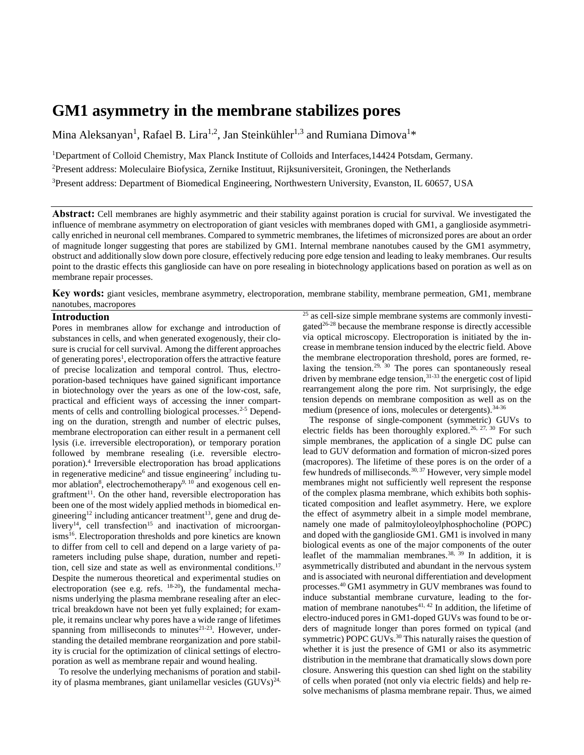# GM1 asymmetry in the membrane stabilizes pores

Mina Aleksanyan[1], Rafael B. Lira[1,2], Jan Steinkühler[1,3] and Rumiana Dimova[1]*

[1]Department of Colloid Chemistry, Max Planck Institute of Colloids and Interfaces,14424 Potsdam, Germany.

[2]Present address: Moleculaire Biofysica, Zernike Instituut, Rijksuniversiteit, Groningen, the Netherlands

[3]Present address: Department of Biomedical Engineering, Northwestern University, Evanston, IL 60657, USA

**Abstract:** Cell membranes are highly asymmetric and their stability against poration is crucial for survival. We investigated the influence of membrane asymmetry on electroporation of giant vesicles with membranes doped with GM1, a ganglioside asymmetrically enriched in neuronal cell membranes. Compared to symmetric membranes, the lifetimes of micronsized pores are about an order of magnitude longer suggesting that pores are stabilized by GM1. Internal membrane nanotubes caused by the GM1 asymmetry, obstruct and additionally slow down pore closure, effectively reducing pore edge tension and leading to leaky membranes. Our results point to the drastic effects this ganglioside can have on pore resealing in biotechnology applications based on poration as well as on membrane repair processes.

**Key words:** giant vesicles, membrane asymmetry, electroporation, membrane stability, membrane permeation, GM1, membrane nanotubes, macropores

## Introduction

Pores in membranes allow for exchange and introduction of substances in cells, and when generated exogenously, their closure is crucial for cell survival. Among the different approaches of generating pores[1], electroporation offers the attractive feature of precise localization and temporal control. Thus, electroporation-based techniques have gained significant importance in biotechnology over the years as one of the low-cost, safe, practical and efficient ways of accessing the inner compartments of cells and controlling biological processes.[2-5] Depending on the duration, strength and number of electric pulses, membrane electroporation can either result in a permanent cell lysis (i.e. irreversible electroporation), or temporary poration followed by membrane resealing (i.e. reversible electroporation).[4] Irreversible electroporation has broad applications in regenerative medicine[6] and tissue engineering[7] including tumor ablation[8], electrochemotherapy[9, 10] and exogenous cell engraftment[11]. On the other hand, reversible electroporation has been one of the most widely applied methods in biomedical engineering[12] including anticancer treatment[13], gene and drug delivery[14], cell transfection[15] and inactivation of microorganisms[16]. Electroporation thresholds and pore kinetics are known to differ from cell to cell and depend on a large variety of parameters including pulse shape, duration, number and repetition, cell size and state as well as environmental conditions.[17] Despite the numerous theoretical and experimental studies on electroporation (see e.g. refs. [18-20]), the fundamental mechanisms underlying the plasma membrane resealing after an electrical breakdown have not been yet fully explained; for example, it remains unclear why pores have a wide range of lifetimes spanning from milliseconds to minutes[21-23]. However, understanding the detailed membrane reorganization and pore stability is crucial for the optimization of clinical settings of electroporation as well as membrane repair and wound healing.

To resolve the underlying mechanisms of poration and stability of plasma membranes, giant unilamellar vesicles (GUVs)[24, 25] as cell-size simple membrane systems are commonly investigated[26-28] because the membrane response is directly accessible via optical microscopy. Electroporation is initiated by the increase in membrane tension induced by the electric field. Above the membrane electroporation threshold, pores are formed, relaxing the tension.[29, 30] The pores can spontaneously reseal driven by membrane edge tension,[31-33] the energetic cost of lipid rearrangement along the pore rim. Not surprisingly, the edge tension depends on membrane composition as well as on the medium (presence of ions, molecules or detergents).[34-36]

The response of single-component (symmetric) GUVs to electric fields has been thoroughly explored.[26, 27, 30] For such simple membranes, the application of a single DC pulse can lead to GUV deformation and formation of micron-sized pores (macropores). The lifetime of these pores is on the order of a few hundreds of milliseconds.[30, 37] However, very simple model membranes might not sufficiently well represent the response of the complex plasma membrane, which exhibits both sophisticated composition and leaflet asymmetry. Here, we explore the effect of asymmetry albeit in a simple model membrane, namely one made of palmitoyloleoylphosphocholine (POPC) and doped with the ganglioside GM1. GM1 is involved in many biological events as one of the major components of the outer leaflet of the mammalian membranes.[38, 39] In addition, it is asymmetrically distributed and abundant in the nervous system and is associated with neuronal differentiation and development processes.[40] GM1 asymmetry in GUV membranes was found to induce substantial membrane curvature, leading to the formation of membrane nanotubes[41, 42] In addition, the lifetime of electro-induced pores in GM1-doped GUVs was found to be orders of magnitude longer than pores formed on typical (and symmetric) POPC GUVs.[30] This naturally raises the question of whether it is just the presence of GM1 or also its asymmetric distribution in the membrane that dramatically slows down pore closure. Answering this question can shed light on the stability of cells when porated (not only via electric fields) and help resolve mechanisms of plasma membrane repair. Thus, we aimed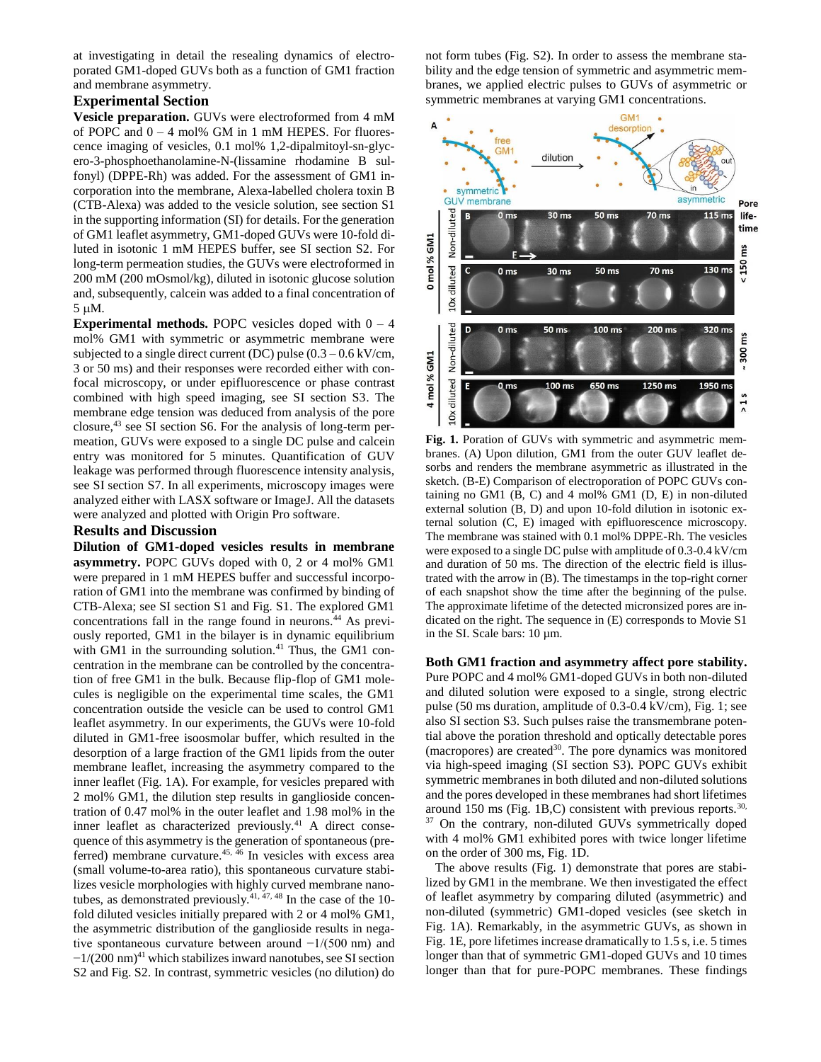at investigating in detail the resealing dynamics of electroporated GM1-doped GUVs both as a function of GM1 fraction and membrane asymmetry.

## Experimental Section

**Vesicle preparation.** GUVs were electroformed from 4 mM of POPC and 0 – 4 mol% GM in 1 mM HEPES. For fluorescence imaging of vesicles, 0.1 mol% 1,2-dipalmitoyl-sn-glycero-3-phosphoethanolamine-N-(lissamine rhodamine B sulfonyl) (DPPE-Rh) was added. For the assessment of GM1 incorporation into the membrane, Alexa-labelled cholera toxin B (CTB-Alexa) was added to the vesicle solution, see section S1 in the supporting information (SI) for details. For the generation of GM1 leaflet asymmetry, GM1-doped GUVs were 10-fold diluted in isotonic 1 mM HEPES buffer, see SI section S2. For long-term permeation studies, the GUVs were electroformed in 200 mM (200 mOsmol/kg), diluted in isotonic glucose solution and, subsequently, calcein was added to a final concentration of 5 μM.

**Experimental methods.** POPC vesicles doped with 0 – 4 mol% GM1 with symmetric or asymmetric membrane were subjected to a single direct current (DC) pulse (0.3 – 0.6 kV/cm, 3 or 50 ms) and their responses were recorded either with confocal microscopy, or under epifluorescence or phase contrast combined with high speed imaging, see SI section S3. The membrane edge tension was deduced from analysis of the pore closure,[43] see SI section S6. For the analysis of long-term permeation, GUVs were exposed to a single DC pulse and calcein entry was monitored for 5 minutes. Quantification of GUV leakage was performed through fluorescence intensity analysis, see SI section S7. In all experiments, microscopy images were analyzed either with LASX software or ImageJ. All the datasets were analyzed and plotted with Origin Pro software.

## Results and Discussion

**Dilution of GM1-doped vesicles results in membrane asymmetry.** POPC GUVs doped with 0, 2 or 4 mol% GM1 were prepared in 1 mM HEPES buffer and successful incorporation of GM1 into the membrane was confirmed by binding of CTB-Alexa; see SI section S1 and Fig. S1. The explored GM1 concentrations fall in the range found in neurons.[44] As previously reported, GM1 in the bilayer is in dynamic equilibrium with GM1 in the surrounding solution.[41] Thus, the GM1 concentration in the membrane can be controlled by the concentration of free GM1 in the bulk. Because flip-flop of GM1 molecules is negligible on the experimental time scales, the GM1 concentration outside the vesicle can be used to control GM1 leaflet asymmetry. In our experiments, the GUVs were 10-fold diluted in GM1-free isoosmolar buffer, which resulted in the desorption of a large fraction of the GM1 lipids from the outer membrane leaflet, increasing the asymmetry compared to the inner leaflet (Fig. 1A). For example, for vesicles prepared with 2 mol% GM1, the dilution step results in ganglioside concentration of 0.47 mol% in the outer leaflet and 1.98 mol% in the inner leaflet as characterized previously.[41] A direct consequence of this asymmetry is the generation of spontaneous (preferred) membrane curvature.[45, 46] In vesicles with excess area (small volume-to-area ratio), this spontaneous curvature stabilizes vesicle morphologies with highly curved membrane nanotubes, as demonstrated previously.[41, 47, 48] In the case of the 10-fold diluted vesicles initially prepared with 2 or 4 mol% GM1, the asymmetric distribution of the ganglioside results in negative spontaneous curvature between around −1/(500 nm) and −1/(200 nm)[41] which stabilizes inward nanotubes, see SI section S2 and Fig. S2. In contrast, symmetric vesicles (no dilution) do not form tubes (Fig. S2). In order to assess the membrane stability and the edge tension of symmetric and asymmetric membranes, we applied electric pulses to GUVs of asymmetric or symmetric membranes at varying GM1 concentrations.

**Fig. 1.** Poration of GUVs with symmetric and asymmetric membranes. (A) Upon dilution, GM1 from the outer GUV leaflet desorbs and renders the membrane asymmetric as illustrated in the sketch. (B-E) Comparison of electroporation of POPC GUVs containing no GM1 (B, C) and 4 mol% GM1 (D, E) in non-diluted external solution (B, D) and upon 10-fold dilution in isotonic external solution (C, E) imaged with epifluorescence microscopy. The membrane was stained with 0.1 mol% DPPE-Rh. The vesicles were exposed to a single DC pulse with amplitude of 0.3-0.4 kV/cm and duration of 50 ms. The direction of the electric field is illustrated with the arrow in (B). The timestamps in the top-right corner of each snapshot show the time after the beginning of the pulse. The approximate lifetime of the detected micronsized pores are indicated on the right. The sequence in (E) corresponds to Movie S1 in the SI. Scale bars: 10 μm.

**Both GM1 fraction and asymmetry affect pore stability.** Pure POPC and 4 mol% GM1-doped GUVs in both non-diluted and diluted solution were exposed to a single, strong electric pulse (50 ms duration, amplitude of 0.3-0.4 kV/cm), Fig. 1; see also SI section S3. Such pulses raise the transmembrane potential above the poration threshold and optically detectable pores (macropores) are created[30]. The pore dynamics was monitored via high-speed imaging (SI section S3). POPC GUVs exhibit symmetric membranes in both diluted and non-diluted solutions and the pores developed in these membranes had short lifetimes around 150 ms (Fig. 1B,C) consistent with previous reports.[30, 37] On the contrary, non-diluted GUVs symmetrically doped with 4 mol% GM1 exhibited pores with twice longer lifetime on the order of 300 ms, Fig. 1D.

The above results (Fig. 1) demonstrate that pores are stabilized by GM1 in the membrane. We then investigated the effect of leaflet asymmetry by comparing diluted (asymmetric) and non-diluted (symmetric) GM1-doped vesicles (see sketch in Fig. 1A). Remarkably, in the asymmetric GUVs, as shown in Fig. 1E, pore lifetimes increase dramatically to 1.5 s, i.e. 5 times longer than that of symmetric GM1-doped GUVs and 10 times longer than that for pure-POPC membranes. These findings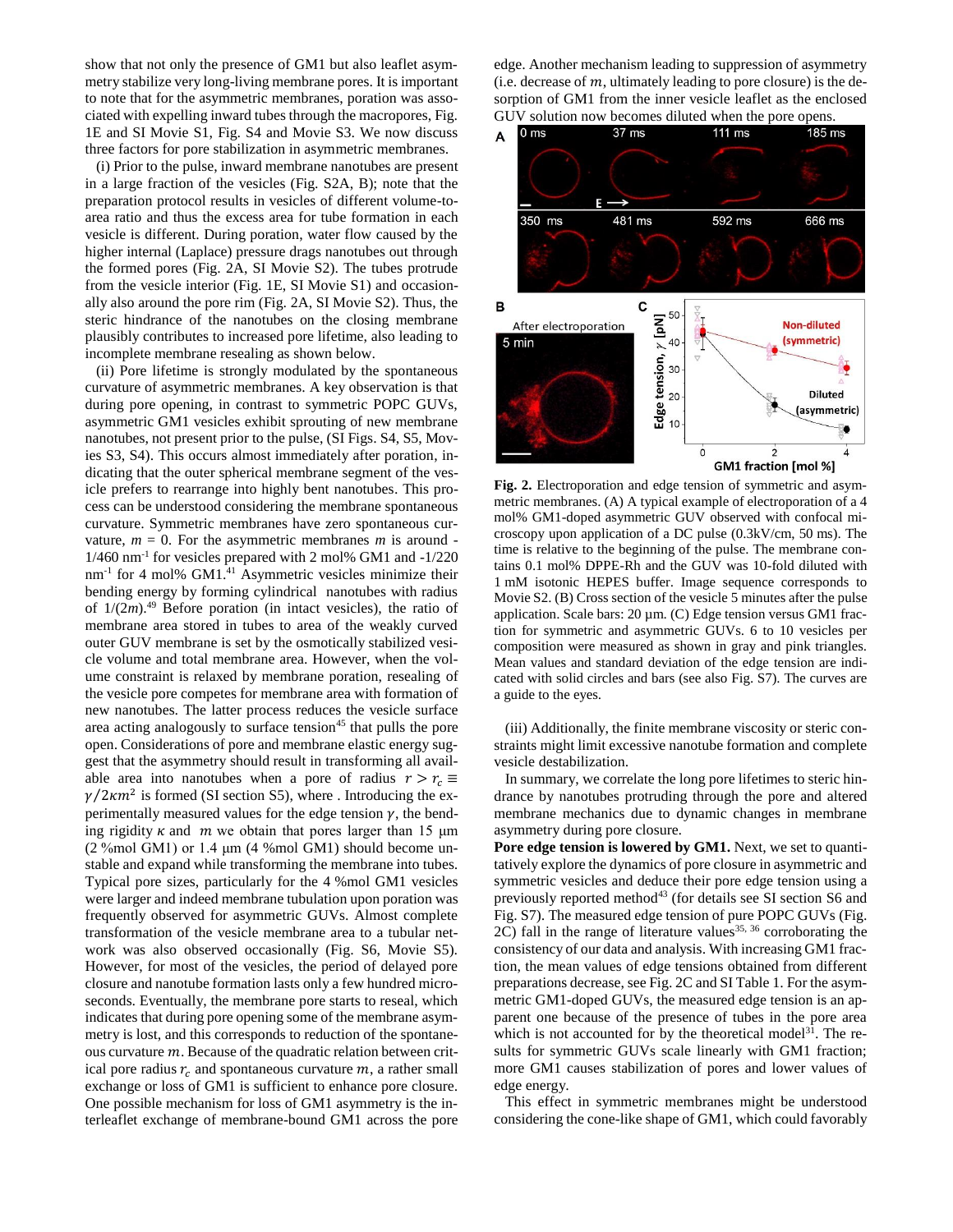show that not only the presence of GM1 but also leaflet asymmetry stabilize very long-living membrane pores. It is important to note that for the asymmetric membranes, poration was associated with expelling inward tubes through the macropores, Fig. 1E and SI Movie S1, Fig. S4 and Movie S3. We now discuss three factors for pore stabilization in asymmetric membranes.

(i) Prior to the pulse, inward membrane nanotubes are present in a large fraction of the vesicles (Fig. S2A, B); note that the preparation protocol results in vesicles of different volume-to-area ratio and thus the excess area for tube formation in each vesicle is different. During poration, water flow caused by the higher internal (Laplace) pressure drags nanotubes out through the formed pores (Fig. 2A, SI Movie S2). The tubes protrude from the vesicle interior (Fig. 1E, SI Movie S1) and occasionally also around the pore rim (Fig. 2A, SI Movie S2). Thus, the steric hindrance of the nanotubes on the closing membrane plausibly contributes to increased pore lifetime, also leading to incomplete membrane resealing as shown below.

(ii) Pore lifetime is strongly modulated by the spontaneous curvature of asymmetric membranes. A key observation is that during pore opening, in contrast to symmetric POPC GUVs, asymmetric GM1 vesicles exhibit sprouting of new membrane nanotubes, not present prior to the pulse, (SI Figs. S4, S5, Movies S3, S4). This occurs almost immediately after poration, indicating that the outer spherical membrane segment of the vesicle prefers to rearrange into highly bent nanotubes. This process can be understood considering the membrane spontaneous curvature. Symmetric membranes have zero spontaneous curvature, $m = 0$. For the asymmetric membranes $m$ is around $-1/460\ \text{nm}^{-1}$ for vesicles prepared with 2 mol% GM1 and $-1/220\ \text{nm}^{-1}$ for 4 mol% GM1.[41] Asymmetric vesicles minimize their bending energy by forming cylindrical nanotubes with radius of $1/(2m)$.[49] Before poration (in intact vesicles), the ratio of membrane area stored in tubes to area of the weakly curved outer GUV membrane is set by the osmotically stabilized vesicle volume and total membrane area. However, when the volume constraint is relaxed by membrane poration, resealing of the vesicle pore competes for membrane area with formation of new nanotubes. The latter process reduces the vesicle surface area acting analogously to surface tension[45] that pulls the pore open. Considerations of pore and membrane elastic energy suggest that the asymmetry should result in transforming all available area into nanotubes when a pore of radius $r > r_c \equiv \gamma/2\kappa m^2$ is formed (SI section S5), where . Introducing the experimentally measured values for the edge tension $\gamma$, the bending rigidity $\kappa$ and $m$ we obtain that pores larger than 15 µm (2 %mol GM1) or 1.4 µm (4 %mol GM1) should become unstable and expand while transforming the membrane into tubes. Typical pore sizes, particularly for the 4 %mol GM1 vesicles were larger and indeed membrane tubulation upon poration was frequently observed for asymmetric GUVs. Almost complete transformation of the vesicle membrane area to a tubular network was also observed occasionally (Fig. S6, Movie S5). However, for most of the vesicles, the period of delayed pore closure and nanotube formation lasts only a few hundred microseconds. Eventually, the membrane pore starts to reseal, which indicates that during pore opening some of the membrane asymmetry is lost, and this corresponds to reduction of the spontaneous curvature $m$. Because of the quadratic relation between critical pore radius $r_c$ and spontaneous curvature $m$, a rather small exchange or loss of GM1 is sufficient to enhance pore closure. One possible mechanism for loss of GM1 asymmetry is the interleaflet exchange of membrane-bound GM1 across the pore edge. Another mechanism leading to suppression of asymmetry (i.e. decrease of $m$, ultimately leading to pore closure) is the desorption of GM1 from the inner vesicle leaflet as the enclosed GUV solution now becomes diluted when the pore opens.

**Fig. 2.** Electroporation and edge tension of symmetric and asymmetric membranes. (A) A typical example of electroporation of a 4 mol% GM1-doped asymmetric GUV observed with confocal microscopy upon application of a DC pulse (0.3kV/cm, 50 ms). The time is relative to the beginning of the pulse. The membrane contains 0.1 mol% DPPE-Rh and the GUV was 10-fold diluted with 1 mM isotonic HEPES buffer. Image sequence corresponds to Movie S2. (B) Cross section of the vesicle 5 minutes after the pulse application. Scale bars: 20 µm. (C) Edge tension versus GM1 fraction for symmetric and asymmetric GUVs. 6 to 10 vesicles per composition were measured as shown in gray and pink triangles. Mean values and standard deviation of the edge tension are indicated with solid circles and bars (see also Fig. S7). The curves are a guide to the eyes.

(iii) Additionally, the finite membrane viscosity or steric constraints might limit excessive nanotube formation and complete vesicle destabilization.

In summary, we correlate the long pore lifetimes to steric hindrance by nanotubes protruding through the pore and altered membrane mechanics due to dynamic changes in membrane asymmetry during pore closure.

**Pore edge tension is lowered by GM1.** Next, we set to quantitatively explore the dynamics of pore closure in asymmetric and symmetric vesicles and deduce their pore edge tension using a previously reported method[43] (for details see SI section S6 and Fig. S7). The measured edge tension of pure POPC GUVs (Fig. 2C) fall in the range of literature values[35, 36] corroborating the consistency of our data and analysis. With increasing GM1 fraction, the mean values of edge tensions obtained from different preparations decrease, see Fig. 2C and SI Table 1. For the asymmetric GM1-doped GUVs, the measured edge tension is an apparent one because of the presence of tubes in the pore area which is not accounted for by the theoretical model[31]. The results for symmetric GUVs scale linearly with GM1 fraction; more GM1 causes stabilization of pores and lower values of edge energy.

This effect in symmetric membranes might be understood considering the cone-like shape of GM1, which could favorably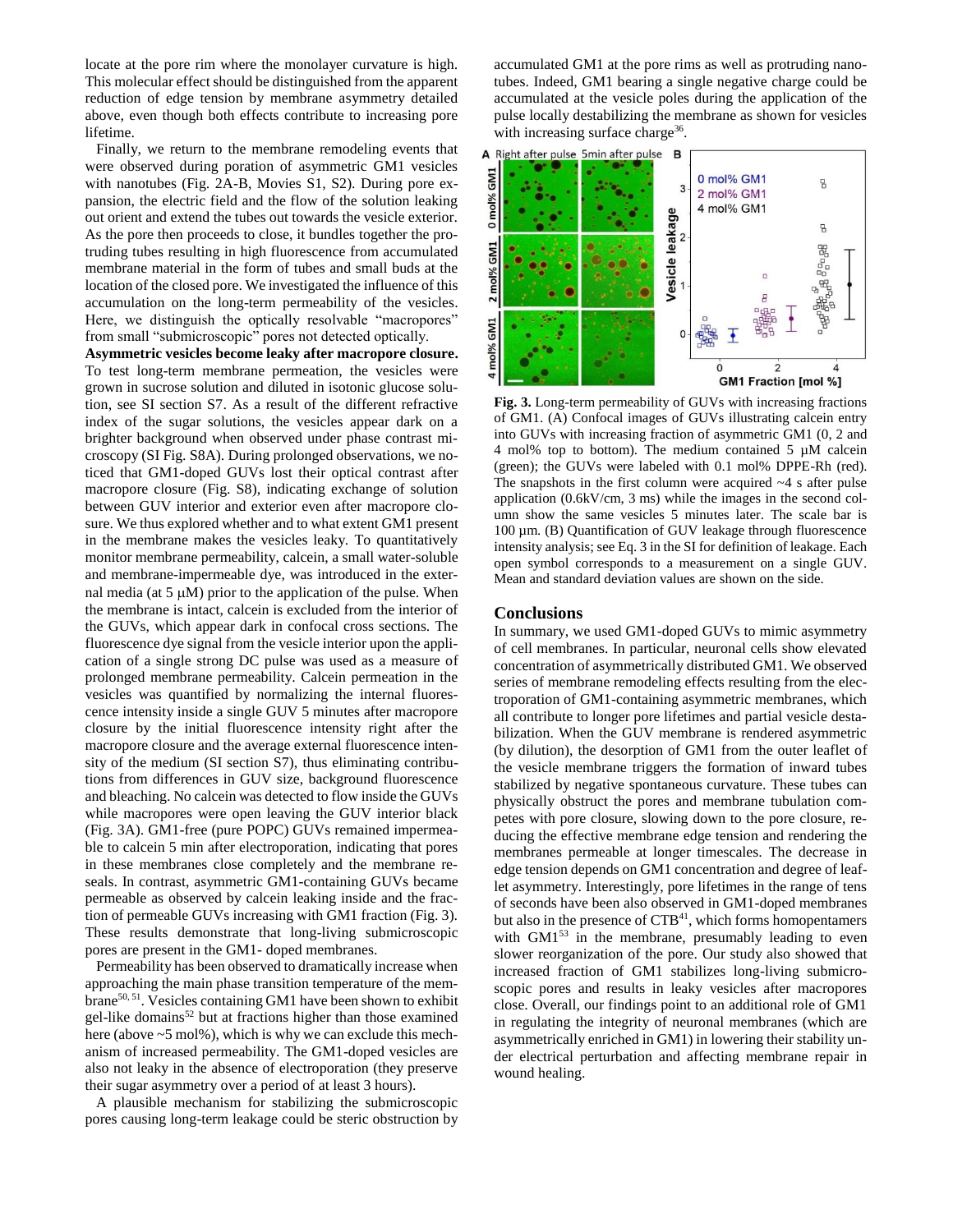locate at the pore rim where the monolayer curvature is high. This molecular effect should be distinguished from the apparent reduction of edge tension by membrane asymmetry detailed above, even though both effects contribute to increasing pore lifetime.

Finally, we return to the membrane remodeling events that were observed during poration of asymmetric GM1 vesicles with nanotubes (Fig. 2A-B, Movies S1, S2). During pore expansion, the electric field and the flow of the solution leaking out orient and extend the tubes out towards the vesicle exterior. As the pore then proceeds to close, it bundles together the protruding tubes resulting in high fluorescence from accumulated membrane material in the form of tubes and small buds at the location of the closed pore. We investigated the influence of this accumulation on the long-term permeability of the vesicles. Here, we distinguish the optically resolvable "macropores" from small "submicroscopic" pores not detected optically.

**Asymmetric vesicles become leaky after macropore closure.** To test long-term membrane permeation, the vesicles were grown in sucrose solution and diluted in isotonic glucose solution, see SI section S7. As a result of the different refractive index of the sugar solutions, the vesicles appear dark on a brighter background when observed under phase contrast microscopy (SI Fig. S8A). During prolonged observations, we noticed that GM1-doped GUVs lost their optical contrast after macropore closure (Fig. S8), indicating exchange of solution between GUV interior and exterior even after macropore closure. We thus explored whether and to what extent GM1 present in the membrane makes the vesicles leaky. To quantitatively monitor membrane permeability, calcein, a small water-soluble and membrane-impermeable dye, was introduced in the external media (at 5 μM) prior to the application of the pulse. When the membrane is intact, calcein is excluded from the interior of the GUVs, which appear dark in confocal cross sections. The fluorescence dye signal from the vesicle interior upon the application of a single strong DC pulse was used as a measure of prolonged membrane permeability. Calcein permeation in the vesicles was quantified by normalizing the internal fluorescence intensity inside a single GUV 5 minutes after macropore closure by the initial fluorescence intensity right after the macropore closure and the average external fluorescence intensity of the medium (SI section S7), thus eliminating contributions from differences in GUV size, background fluorescence and bleaching. No calcein was detected to flow inside the GUVs while macropores were open leaving the GUV interior black (Fig. 3A). GM1-free (pure POPC) GUVs remained impermeable to calcein 5 min after electroporation, indicating that pores in these membranes close completely and the membrane reseals. In contrast, asymmetric GM1-containing GUVs became permeable as observed by calcein leaking inside and the fraction of permeable GUVs increasing with GM1 fraction (Fig. 3). These results demonstrate that long-living submicroscopic pores are present in the GM1- doped membranes.

Permeability has been observed to dramatically increase when approaching the main phase transition temperature of the membrane[50, 51]. Vesicles containing GM1 have been shown to exhibit gel-like domains[52] but at fractions higher than those examined here (above ~5 mol%), which is why we can exclude this mechanism of increased permeability. The GM1-doped vesicles are also not leaky in the absence of electroporation (they preserve their sugar asymmetry over a period of at least 3 hours).

A plausible mechanism for stabilizing the submicroscopic pores causing long-term leakage could be steric obstruction by accumulated GM1 at the pore rims as well as protruding nanotubes. Indeed, GM1 bearing a single negative charge could be accumulated at the vesicle poles during the application of the pulse locally destabilizing the membrane as shown for vesicles with increasing surface charge[36].

**Fig. 3.** Long-term permeability of GUVs with increasing fractions of GM1. (A) Confocal images of GUVs illustrating calcein entry into GUVs with increasing fraction of asymmetric GM1 (0, 2 and 4 mol% top to bottom). The medium contained 5 μM calcein (green); the GUVs were labeled with 0.1 mol% DPPE-Rh (red). The snapshots in the first column were acquired ~4 s after pulse application (0.6kV/cm, 3 ms) while the images in the second column show the same vesicles 5 minutes later. The scale bar is 100 μm. (B) Quantification of GUV leakage through fluorescence intensity analysis; see Eq. 3 in the SI for definition of leakage. Each open symbol corresponds to a measurement on a single GUV. Mean and standard deviation values are shown on the side.

## Conclusions

In summary, we used GM1-doped GUVs to mimic asymmetry of cell membranes. In particular, neuronal cells show elevated concentration of asymmetrically distributed GM1. We observed series of membrane remodeling effects resulting from the electroporation of GM1-containing asymmetric membranes, which all contribute to longer pore lifetimes and partial vesicle destabilization. When the GUV membrane is rendered asymmetric (by dilution), the desorption of GM1 from the outer leaflet of the vesicle membrane triggers the formation of inward tubes stabilized by negative spontaneous curvature. These tubes can physically obstruct the pores and membrane tubulation competes with pore closure, slowing down to the pore closure, reducing the effective membrane edge tension and rendering the membranes permeable at longer timescales. The decrease in edge tension depends on GM1 concentration and degree of leaflet asymmetry. Interestingly, pore lifetimes in the range of tens of seconds have been also observed in GM1-doped membranes but also in the presence of CTB[41], which forms homopentamers with GM1[53] in the membrane, presumably leading to even slower reorganization of the pore. Our study also showed that increased fraction of GM1 stabilizes long-living submicroscopic pores and results in leaky vesicles after macropores close. Overall, our findings point to an additional role of GM1 in regulating the integrity of neuronal membranes (which are asymmetrically enriched in GM1) in lowering their stability under electrical perturbation and affecting membrane repair in wound healing.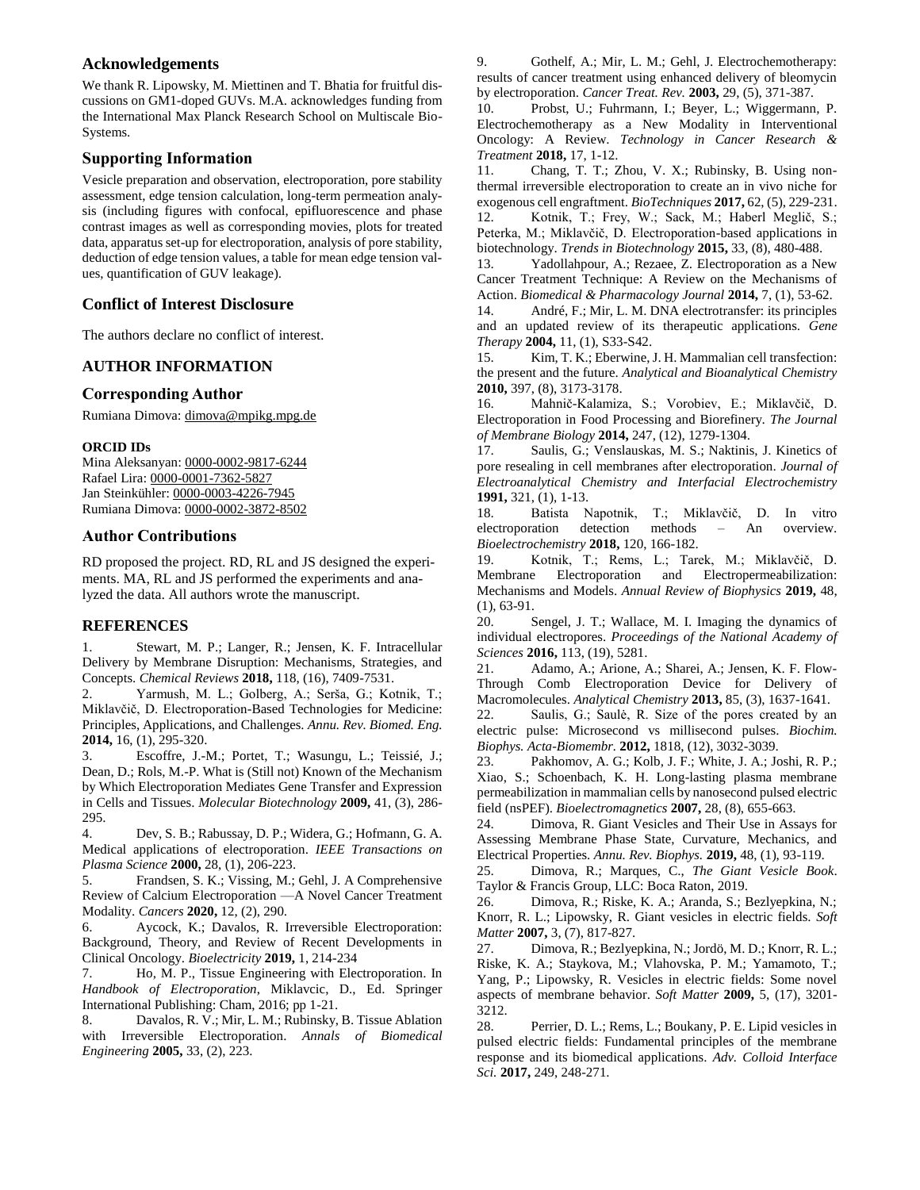## Acknowledgements

We thank R. Lipowsky, M. Miettinen and T. Bhatia for fruitful discussions on GM1-doped GUVs. M.A. acknowledges funding from the International Max Planck Research School on Multiscale Bio-Systems.

## Supporting Information

Vesicle preparation and observation, electroporation, pore stability assessment, edge tension calculation, long-term permeation analysis (including figures with confocal, epifluorescence and phase contrast images as well as corresponding movies, plots for treated data, apparatus set-up for electroporation, analysis of pore stability, deduction of edge tension values, a table for mean edge tension values, quantification of GUV leakage).

## Conflict of Interest Disclosure

The authors declare no conflict of interest.

## AUTHOR INFORMATION

### Corresponding Author

Rumiana Dimova: dimova@mpikg.mpg.de

**ORCID IDs**

Mina Aleksanyan: 0000-0002-9817-6244
Rafael Lira: 0000-0001-7362-5827
Jan Steinkühler: 0000-0003-4226-7945
Rumiana Dimova: 0000-0002-3872-8502

### Author Contributions

RD proposed the project. RD, RL and JS designed the experiments. MA, RL and JS performed the experiments and analyzed the data. All authors wrote the manuscript.

## REFERENCES

1. Stewart, M. P.; Langer, R.; Jensen, K. F. Intracellular Delivery by Membrane Disruption: Mechanisms, Strategies, and Concepts. *Chemical Reviews* **2018,** 118, (16), 7409-7531.
2. Yarmush, M. L.; Golberg, A.; Serša, G.; Kotnik, T.; Miklavčič, D. Electroporation-Based Technologies for Medicine: Principles, Applications, and Challenges. *Annu. Rev. Biomed. Eng.* **2014,** 16, (1), 295-320.
3. Escoffre, J.-M.; Portet, T.; Wasungu, L.; Teissié, J.; Dean, D.; Rols, M.-P. What is (Still not) Known of the Mechanism by Which Electroporation Mediates Gene Transfer and Expression in Cells and Tissues. *Molecular Biotechnology* **2009,** 41, (3), 286-295.
4. Dev, S. B.; Rabussay, D. P.; Widera, G.; Hofmann, G. A. Medical applications of electroporation. *IEEE Transactions on Plasma Science* **2000,** 28, (1), 206-223.
5. Frandsen, S. K.; Vissing, M.; Gehl, J. A Comprehensive Review of Calcium Electroporation —A Novel Cancer Treatment Modality. *Cancers* **2020,** 12, (2), 290.
6. Aycock, K.; Davalos, R. Irreversible Electroporation: Background, Theory, and Review of Recent Developments in Clinical Oncology. *Bioelectricity* **2019,** 1, 214-234
7. Ho, M. P., Tissue Engineering with Electroporation. In *Handbook of Electroporation*, Miklavcic, D., Ed. Springer International Publishing: Cham, 2016; pp 1-21.
8. Davalos, R. V.; Mir, L. M.; Rubinsky, B. Tissue Ablation with Irreversible Electroporation. *Annals of Biomedical Engineering* **2005,** 33, (2), 223.
9. Gothelf, A.; Mir, L. M.; Gehl, J. Electrochemotherapy: results of cancer treatment using enhanced delivery of bleomycin by electroporation. *Cancer Treat. Rev.* **2003,** 29, (5), 371-387.
10. Probst, U.; Fuhrmann, I.; Beyer, L.; Wiggermann, P. Electrochemotherapy as a New Modality in Interventional Oncology: A Review. *Technology in Cancer Research & Treatment* **2018,** 17, 1-12.
11. Chang, T. T.; Zhou, V. X.; Rubinsky, B. Using non-thermal irreversible electroporation to create an in vivo niche for exogenous cell engraftment. *BioTechniques* **2017,** 62, (5), 229-231.
12. Kotnik, T.; Frey, W.; Sack, M.; Haberl Meglič, S.; Peterka, M.; Miklavčič, D. Electroporation-based applications in biotechnology. *Trends in Biotechnology* **2015,** 33, (8), 480-488.
13. Yadollahpour, A.; Rezaee, Z. Electroporation as a New Cancer Treatment Technique: A Review on the Mechanisms of Action. *Biomedical & Pharmacology Journal* **2014,** 7, (1), 53-62.
14. André, F.; Mir, L. M. DNA electrotransfer: its principles and an updated review of its therapeutic applications. *Gene Therapy* **2004,** 11, (1), S33-S42.
15. Kim, T. K.; Eberwine, J. H. Mammalian cell transfection: the present and the future. *Analytical and Bioanalytical Chemistry* **2010,** 397, (8), 3173-3178.
16. Mahnič-Kalamiza, S.; Vorobiev, E.; Miklavčič, D. Electroporation in Food Processing and Biorefinery. *The Journal of Membrane Biology* **2014,** 247, (12), 1279-1304.
17. Saulis, G.; Venslauskas, M. S.; Naktinis, J. Kinetics of pore resealing in cell membranes after electroporation. *Journal of Electroanalytical Chemistry and Interfacial Electrochemistry* **1991,** 321, (1), 1-13.
18. Batista Napotnik, T.; Miklavčič, D. In vitro electroporation detection methods – An overview. *Bioelectrochemistry* **2018,** 120, 166-182.
19. Kotnik, T.; Rems, L.; Tarek, M.; Miklavčič, D. Membrane Electroporation and Electropermeabilization: Mechanisms and Models. *Annual Review of Biophysics* **2019,** 48, (1), 63-91.
20. Sengel, J. T.; Wallace, M. I. Imaging the dynamics of individual electropores. *Proceedings of the National Academy of Sciences* **2016,** 113, (19), 5281.
21. Adamo, A.; Arione, A.; Sharei, A.; Jensen, K. F. Flow-Through Comb Electroporation Device for Delivery of Macromolecules. *Analytical Chemistry* **2013,** 85, (3), 1637-1641.
22. Saulis, G.; Saulė, R. Size of the pores created by an electric pulse: Microsecond vs millisecond pulses. *Biochim. Biophys. Acta-Biomembr.* **2012,** 1818, (12), 3032-3039.
23. Pakhomov, A. G.; Kolb, J. F.; White, J. A.; Joshi, R. P.; Xiao, S.; Schoenbach, K. H. Long-lasting plasma membrane permeabilization in mammalian cells by nanosecond pulsed electric field (nsPEF). *Bioelectromagnetics* **2007,** 28, (8), 655-663.
24. Dimova, R. Giant Vesicles and Their Use in Assays for Assessing Membrane Phase State, Curvature, Mechanics, and Electrical Properties. *Annu. Rev. Biophys.* **2019,** 48, (1), 93-119.
25. Dimova, R.; Marques, C., *The Giant Vesicle Book*. Taylor & Francis Group, LLC: Boca Raton, 2019.
26. Dimova, R.; Riske, K. A.; Aranda, S.; Bezlyepkina, N.; Knorr, R. L.; Lipowsky, R. Giant vesicles in electric fields. *Soft Matter* **2007,** 3, (7), 817-827.
27. Dimova, R.; Bezlyepkina, N.; Jordö, M. D.; Knorr, R. L.; Riske, K. A.; Staykova, M.; Vlahovska, P. M.; Yamamoto, T.; Yang, P.; Lipowsky, R. Vesicles in electric fields: Some novel aspects of membrane behavior. *Soft Matter* **2009,** 5, (17), 3201-3212.
28. Perrier, D. L.; Rems, L.; Boukany, P. E. Lipid vesicles in pulsed electric fields: Fundamental principles of the membrane response and its biomedical applications. *Adv. Colloid Interface Sci.* **2017,** 249, 248-271.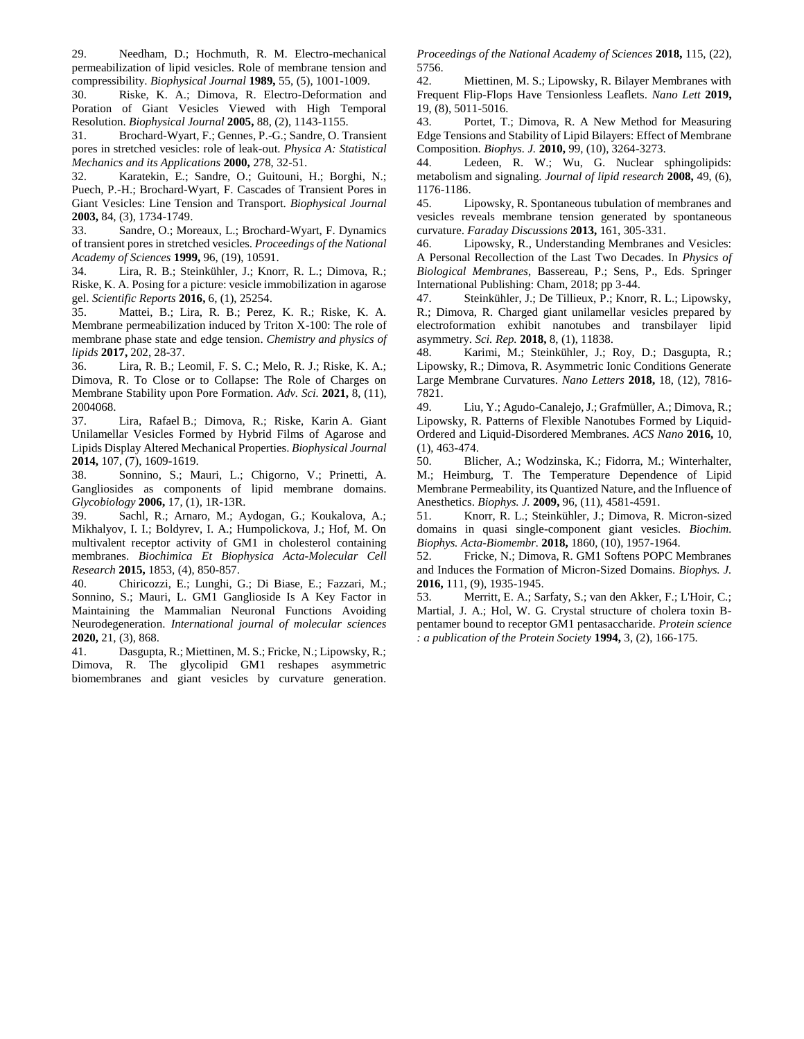29. Needham, D.; Hochmuth, R. M. Electro-mechanical permeabilization of lipid vesicles. Role of membrane tension and compressibility. *Biophysical Journal* **1989,** 55, (5), 1001-1009.

30. Riske, K. A.; Dimova, R. Electro-Deformation and Poration of Giant Vesicles Viewed with High Temporal Resolution. *Biophysical Journal* **2005,** 88, (2), 1143-1155.

31. Brochard-Wyart, F.; Gennes, P.-G.; Sandre, O. Transient pores in stretched vesicles: role of leak-out. *Physica A: Statistical Mechanics and its Applications* **2000,** 278, 32-51.

32. Karatekin, E.; Sandre, O.; Guitouni, H.; Borghi, N.; Puech, P.-H.; Brochard-Wyart, F. Cascades of Transient Pores in Giant Vesicles: Line Tension and Transport. *Biophysical Journal* **2003,** 84, (3), 1734-1749.

33. Sandre, O.; Moreaux, L.; Brochard-Wyart, F. Dynamics of transient pores in stretched vesicles. *Proceedings of the National Academy of Sciences* **1999,** 96, (19), 10591.

34. Lira, R. B.; Steinkühler, J.; Knorr, R. L.; Dimova, R.; Riske, K. A. Posing for a picture: vesicle immobilization in agarose gel. *Scientific Reports* **2016,** 6, (1), 25254.

35. Mattei, B.; Lira, R. B.; Perez, K. R.; Riske, K. A. Membrane permeabilization induced by Triton X-100: The role of membrane phase state and edge tension. *Chemistry and physics of lipids* **2017,** 202, 28-37.

36. Lira, R. B.; Leomil, F. S. C.; Melo, R. J.; Riske, K. A.; Dimova, R. To Close or to Collapse: The Role of Charges on Membrane Stability upon Pore Formation. *Adv. Sci.* **2021,** 8, (11), 2004068.

37. Lira, Rafael B.; Dimova, R.; Riske, Karin A. Giant Unilamellar Vesicles Formed by Hybrid Films of Agarose and Lipids Display Altered Mechanical Properties. *Biophysical Journal* **2014,** 107, (7), 1609-1619.

38. Sonnino, S.; Mauri, L.; Chigorno, V.; Prinetti, A. Gangliosides as components of lipid membrane domains. *Glycobiology* **2006,** 17, (1), 1R-13R.

39. Sachl, R.; Arnaro, M.; Aydogan, G.; Koukalova, A.; Mikhalyov, I. I.; Boldyrev, I. A.; Humpolickova, J.; Hof, M. On multivalent receptor activity of GM1 in cholesterol containing membranes. *Biochimica Et Biophysica Acta-Molecular Cell Research* **2015,** 1853, (4), 850-857.

40. Chiricozzi, E.; Lunghi, G.; Di Biase, E.; Fazzari, M.; Sonnino, S.; Mauri, L. GM1 Ganglioside Is A Key Factor in Maintaining the Mammalian Neuronal Functions Avoiding Neurodegeneration. *International journal of molecular sciences* **2020,** 21, (3), 868.

41. Dasgupta, R.; Miettinen, M. S.; Fricke, N.; Lipowsky, R.; Dimova, R. The glycolipid GM1 reshapes asymmetric biomembranes and giant vesicles by curvature generation. *Proceedings of the National Academy of Sciences* **2018,** 115, (22), 5756.

42. Miettinen, M. S.; Lipowsky, R. Bilayer Membranes with Frequent Flip-Flops Have Tensionless Leaflets. *Nano Lett* **2019,** 19, (8), 5011-5016.

43. Portet, T.; Dimova, R. A New Method for Measuring Edge Tensions and Stability of Lipid Bilayers: Effect of Membrane Composition. *Biophys. J.* **2010,** 99, (10), 3264-3273.

44. Ledeen, R. W.; Wu, G. Nuclear sphingolipids: metabolism and signaling. *Journal of lipid research* **2008,** 49, (6), 1176-1186.

45. Lipowsky, R. Spontaneous tubulation of membranes and vesicles reveals membrane tension generated by spontaneous curvature. *Faraday Discussions* **2013,** 161, 305-331.

46. Lipowsky, R., Understanding Membranes and Vesicles: A Personal Recollection of the Last Two Decades. In *Physics of Biological Membranes*, Bassereau, P.; Sens, P., Eds. Springer International Publishing: Cham, 2018; pp 3-44.

47. Steinkühler, J.; De Tillieux, P.; Knorr, R. L.; Lipowsky, R.; Dimova, R. Charged giant unilamellar vesicles prepared by electroformation exhibit nanotubes and transbilayer lipid asymmetry. *Sci. Rep.* **2018,** 8, (1), 11838.

48. Karimi, M.; Steinkühler, J.; Roy, D.; Dasgupta, R.; Lipowsky, R.; Dimova, R. Asymmetric Ionic Conditions Generate Large Membrane Curvatures. *Nano Letters* **2018,** 18, (12), 7816-7821.

49. Liu, Y.; Agudo-Canalejo, J.; Grafmüller, A.; Dimova, R.; Lipowsky, R. Patterns of Flexible Nanotubes Formed by Liquid-Ordered and Liquid-Disordered Membranes. *ACS Nano* **2016,** 10, (1), 463-474.

50. Blicher, A.; Wodzinska, K.; Fidorra, M.; Winterhalter, M.; Heimburg, T. The Temperature Dependence of Lipid Membrane Permeability, its Quantized Nature, and the Influence of Anesthetics. *Biophys. J.* **2009,** 96, (11), 4581-4591.

51. Knorr, R. L.; Steinkühler, J.; Dimova, R. Micron-sized domains in quasi single-component giant vesicles. *Biochim. Biophys. Acta-Biomembr.* **2018,** 1860, (10), 1957-1964.

52. Fricke, N.; Dimova, R. GM1 Softens POPC Membranes and Induces the Formation of Micron-Sized Domains. *Biophys. J.* **2016,** 111, (9), 1935-1945.

53. Merritt, E. A.; Sarfaty, S.; van den Akker, F.; L'Hoir, C.; Martial, J. A.; Hol, W. G. Crystal structure of cholera toxin B-pentamer bound to receptor GM1 pentasaccharide. *Protein science : a publication of the Protein Society* **1994,** 3, (2), 166-175.